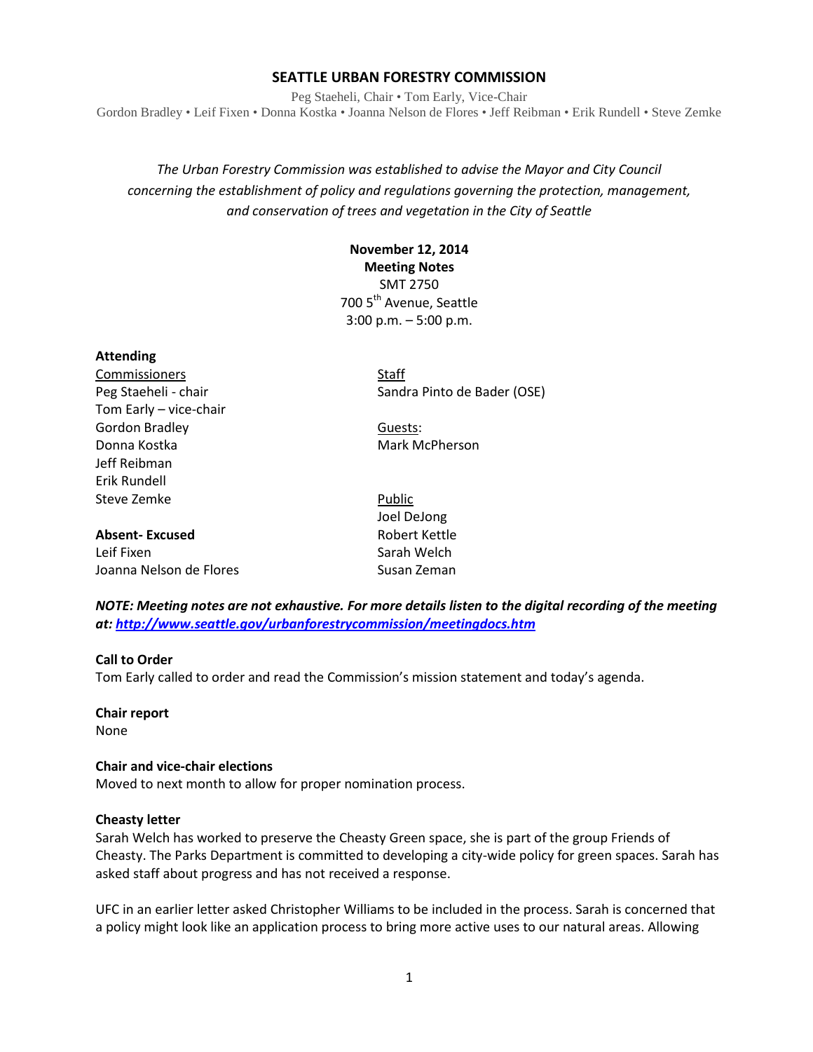# SEATTLE URBAN FORESTRY COMMISSION

Peg Staeheli, Chair • Tom Early, Vice-Chair
Gordon Bradley • Leif Fixen • Donna Kostka • Joanna Nelson de Flores • Jeff Reibman • Erik Rundell • Steve Zemke

*The Urban Forestry Commission was established to advise the Mayor and City Council concerning the establishment of policy and regulations governing the protection, management, and conservation of trees and vegetation in the City of Seattle*

**November 12, 2014**
**Meeting Notes**
SMT 2750
700 5th Avenue, Seattle
3:00 p.m. – 5:00 p.m.

**Attending**

Commissioners
Peg Staeheli - chair
Tom Early – vice-chair
Gordon Bradley
Donna Kostka
Jeff Reibman
Erik Rundell
Steve Zemke

**Absent- Excused**
Leif Fixen
Joanna Nelson de Flores

Staff
Sandra Pinto de Bader (OSE)

Guests:
Mark McPherson

Public
Joel DeJong
Robert Kettle
Sarah Welch
Susan Zeman

***NOTE: Meeting notes are not exhaustive. For more details listen to the digital recording of the meeting at: http://www.seattle.gov/urbanforestrycommission/meetingdocs.htm***

**Call to Order**
Tom Early called to order and read the Commission's mission statement and today's agenda.

**Chair report**
None

**Chair and vice-chair elections**
Moved to next month to allow for proper nomination process.

**Cheasty letter**
Sarah Welch has worked to preserve the Cheasty Green space, she is part of the group Friends of Cheasty. The Parks Department is committed to developing a city-wide policy for green spaces. Sarah has asked staff about progress and has not received a response.

UFC in an earlier letter asked Christopher Williams to be included in the process. Sarah is concerned that a policy might look like an application process to bring more active uses to our natural areas. Allowing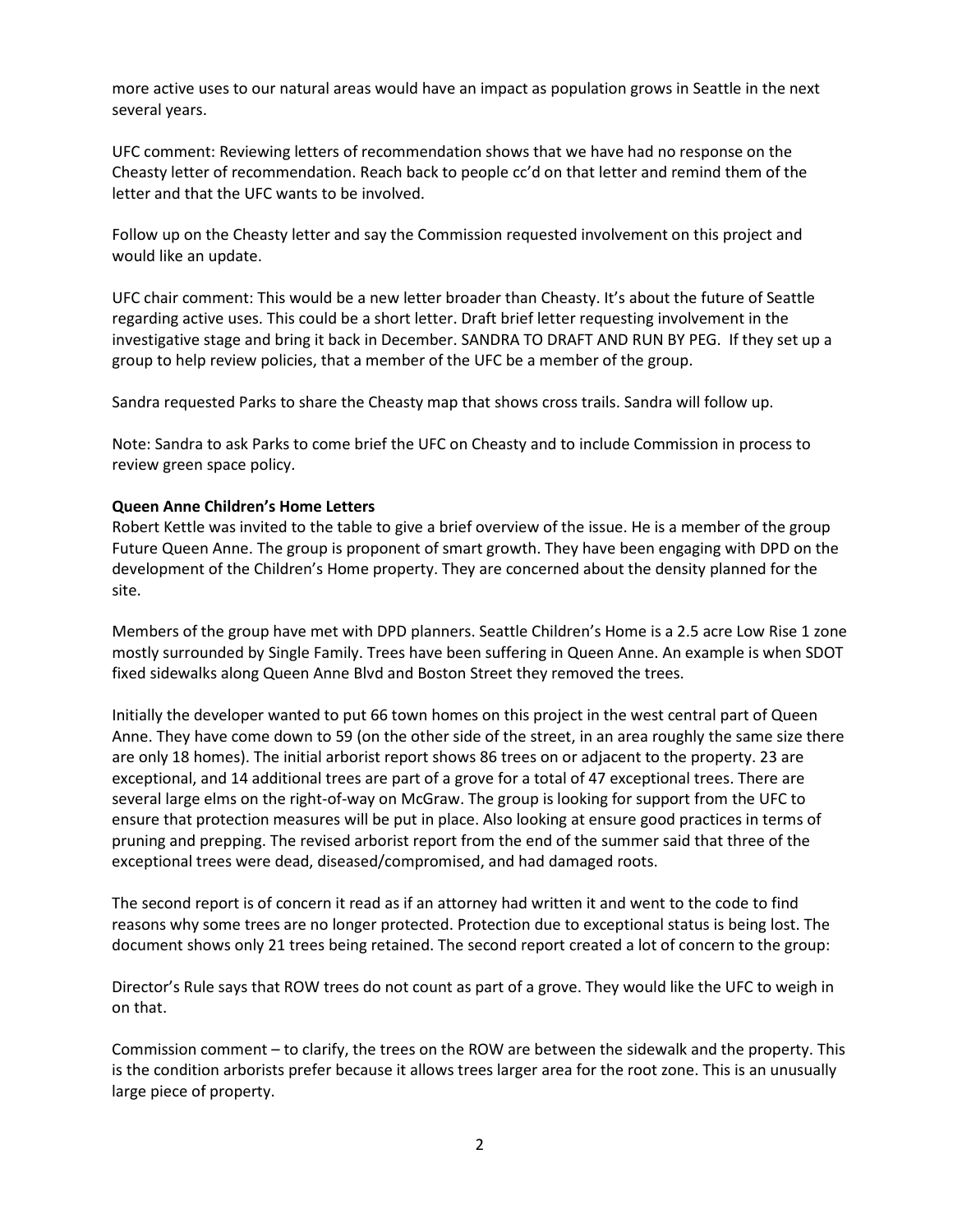more active uses to our natural areas would have an impact as population grows in Seattle in the next several years.

UFC comment: Reviewing letters of recommendation shows that we have had no response on the Cheasty letter of recommendation. Reach back to people cc'd on that letter and remind them of the letter and that the UFC wants to be involved.

Follow up on the Cheasty letter and say the Commission requested involvement on this project and would like an update.

UFC chair comment: This would be a new letter broader than Cheasty. It's about the future of Seattle regarding active uses. This could be a short letter. Draft brief letter requesting involvement in the investigative stage and bring it back in December. SANDRA TO DRAFT AND RUN BY PEG. If they set up a group to help review policies, that a member of the UFC be a member of the group.

Sandra requested Parks to share the Cheasty map that shows cross trails. Sandra will follow up.

Note: Sandra to ask Parks to come brief the UFC on Cheasty and to include Commission in process to review green space policy.

**Queen Anne Children's Home Letters**

Robert Kettle was invited to the table to give a brief overview of the issue. He is a member of the group Future Queen Anne. The group is proponent of smart growth. They have been engaging with DPD on the development of the Children's Home property. They are concerned about the density planned for the site.

Members of the group have met with DPD planners. Seattle Children's Home is a 2.5 acre Low Rise 1 zone mostly surrounded by Single Family. Trees have been suffering in Queen Anne. An example is when SDOT fixed sidewalks along Queen Anne Blvd and Boston Street they removed the trees.

Initially the developer wanted to put 66 town homes on this project in the west central part of Queen Anne. They have come down to 59 (on the other side of the street, in an area roughly the same size there are only 18 homes). The initial arborist report shows 86 trees on or adjacent to the property. 23 are exceptional, and 14 additional trees are part of a grove for a total of 47 exceptional trees. There are several large elms on the right-of-way on McGraw. The group is looking for support from the UFC to ensure that protection measures will be put in place. Also looking at ensure good practices in terms of pruning and prepping. The revised arborist report from the end of the summer said that three of the exceptional trees were dead, diseased/compromised, and had damaged roots.

The second report is of concern it read as if an attorney had written it and went to the code to find reasons why some trees are no longer protected. Protection due to exceptional status is being lost. The document shows only 21 trees being retained. The second report created a lot of concern to the group:

Director's Rule says that ROW trees do not count as part of a grove. They would like the UFC to weigh in on that.

Commission comment – to clarify, the trees on the ROW are between the sidewalk and the property. This is the condition arborists prefer because it allows trees larger area for the root zone. This is an unusually large piece of property.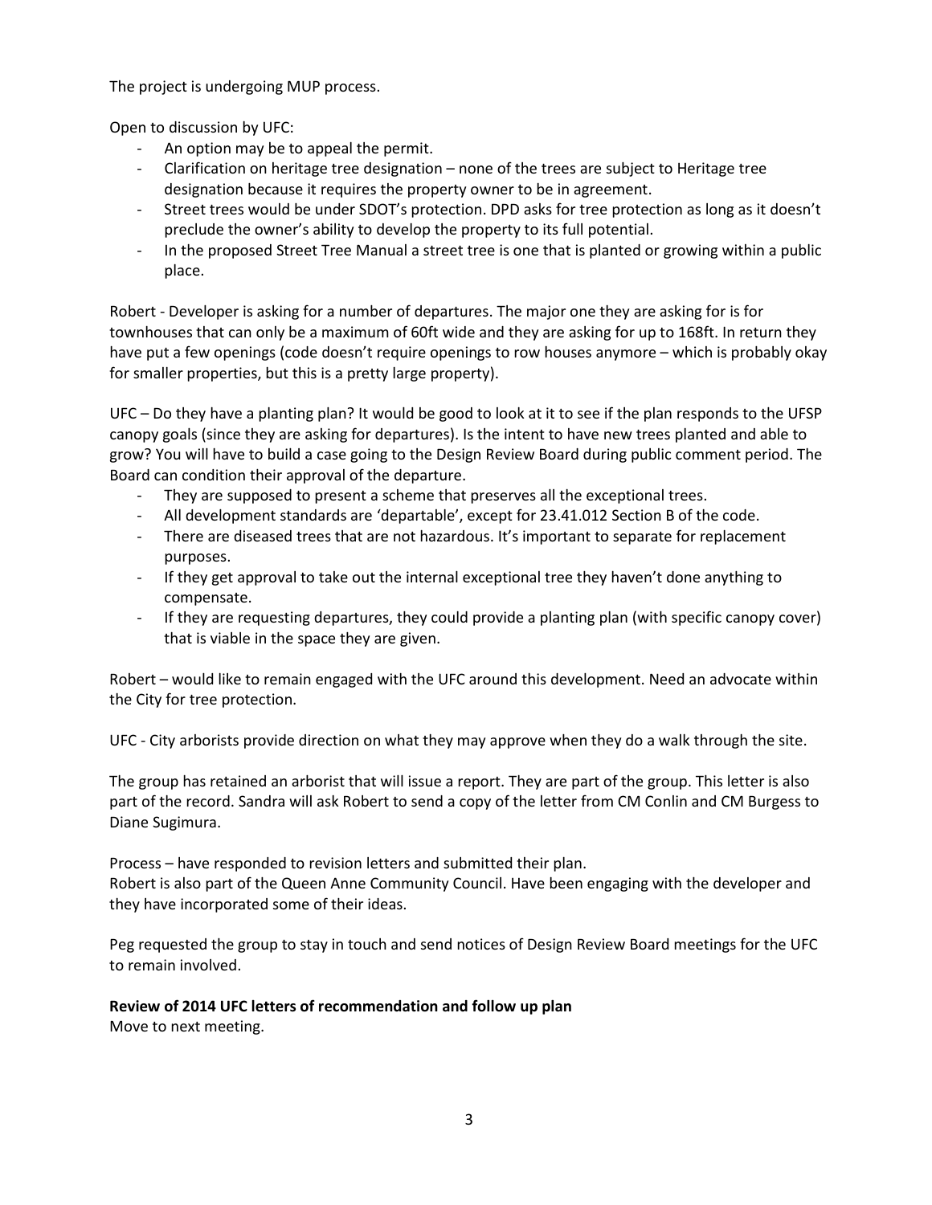The project is undergoing MUP process.

Open to discussion by UFC:

- An option may be to appeal the permit.
- Clarification on heritage tree designation – none of the trees are subject to Heritage tree designation because it requires the property owner to be in agreement.
- Street trees would be under SDOT's protection. DPD asks for tree protection as long as it doesn't preclude the owner's ability to develop the property to its full potential.
- In the proposed Street Tree Manual a street tree is one that is planted or growing within a public place.

Robert - Developer is asking for a number of departures. The major one they are asking for is for townhouses that can only be a maximum of 60ft wide and they are asking for up to 168ft. In return they have put a few openings (code doesn't require openings to row houses anymore – which is probably okay for smaller properties, but this is a pretty large property).

UFC – Do they have a planting plan? It would be good to look at it to see if the plan responds to the UFSP canopy goals (since they are asking for departures). Is the intent to have new trees planted and able to grow? You will have to build a case going to the Design Review Board during public comment period. The Board can condition their approval of the departure.

- They are supposed to present a scheme that preserves all the exceptional trees.
- All development standards are 'departable', except for 23.41.012 Section B of the code.
- There are diseased trees that are not hazardous. It's important to separate for replacement purposes.
- If they get approval to take out the internal exceptional tree they haven't done anything to compensate.
- If they are requesting departures, they could provide a planting plan (with specific canopy cover) that is viable in the space they are given.

Robert – would like to remain engaged with the UFC around this development. Need an advocate within the City for tree protection.

UFC - City arborists provide direction on what they may approve when they do a walk through the site.

The group has retained an arborist that will issue a report. They are part of the group. This letter is also part of the record. Sandra will ask Robert to send a copy of the letter from CM Conlin and CM Burgess to Diane Sugimura.

Process – have responded to revision letters and submitted their plan.
Robert is also part of the Queen Anne Community Council. Have been engaging with the developer and they have incorporated some of their ideas.

Peg requested the group to stay in touch and send notices of Design Review Board meetings for the UFC to remain involved.

**Review of 2014 UFC letters of recommendation and follow up plan**
Move to next meeting.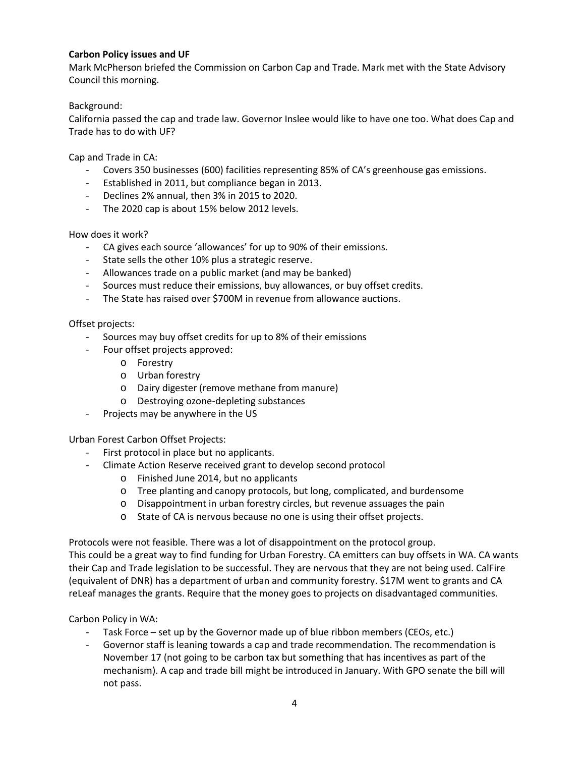**Carbon Policy issues and UF**

Mark McPherson briefed the Commission on Carbon Cap and Trade. Mark met with the State Advisory Council this morning.

Background:

California passed the cap and trade law. Governor Inslee would like to have one too. What does Cap and Trade has to do with UF?

Cap and Trade in CA:

- Covers 350 businesses (600) facilities representing 85% of CA's greenhouse gas emissions.
- Established in 2011, but compliance began in 2013.
- Declines 2% annual, then 3% in 2015 to 2020.
- The 2020 cap is about 15% below 2012 levels.

How does it work?

- CA gives each source 'allowances' for up to 90% of their emissions.
- State sells the other 10% plus a strategic reserve.
- Allowances trade on a public market (and may be banked)
- Sources must reduce their emissions, buy allowances, or buy offset credits.
- The State has raised over $700M in revenue from allowance auctions.

Offset projects:

- Sources may buy offset credits for up to 8% of their emissions
- Four offset projects approved:
  - Forestry
  - Urban forestry
  - Dairy digester (remove methane from manure)
  - Destroying ozone-depleting substances
- Projects may be anywhere in the US

Urban Forest Carbon Offset Projects:

- First protocol in place but no applicants.
- Climate Action Reserve received grant to develop second protocol
  - Finished June 2014, but no applicants
  - Tree planting and canopy protocols, but long, complicated, and burdensome
  - Disappointment in urban forestry circles, but revenue assuages the pain
  - State of CA is nervous because no one is using their offset projects.

Protocols were not feasible. There was a lot of disappointment on the protocol group.
This could be a great way to find funding for Urban Forestry. CA emitters can buy offsets in WA. CA wants their Cap and Trade legislation to be successful. They are nervous that they are not being used. CalFire (equivalent of DNR) has a department of urban and community forestry. $17M went to grants and CA reLeaf manages the grants. Require that the money goes to projects on disadvantaged communities.

Carbon Policy in WA:

- Task Force – set up by the Governor made up of blue ribbon members (CEOs, etc.)
- Governor staff is leaning towards a cap and trade recommendation. The recommendation is November 17 (not going to be carbon tax but something that has incentives as part of the mechanism). A cap and trade bill might be introduced in January. With GPO senate the bill will not pass.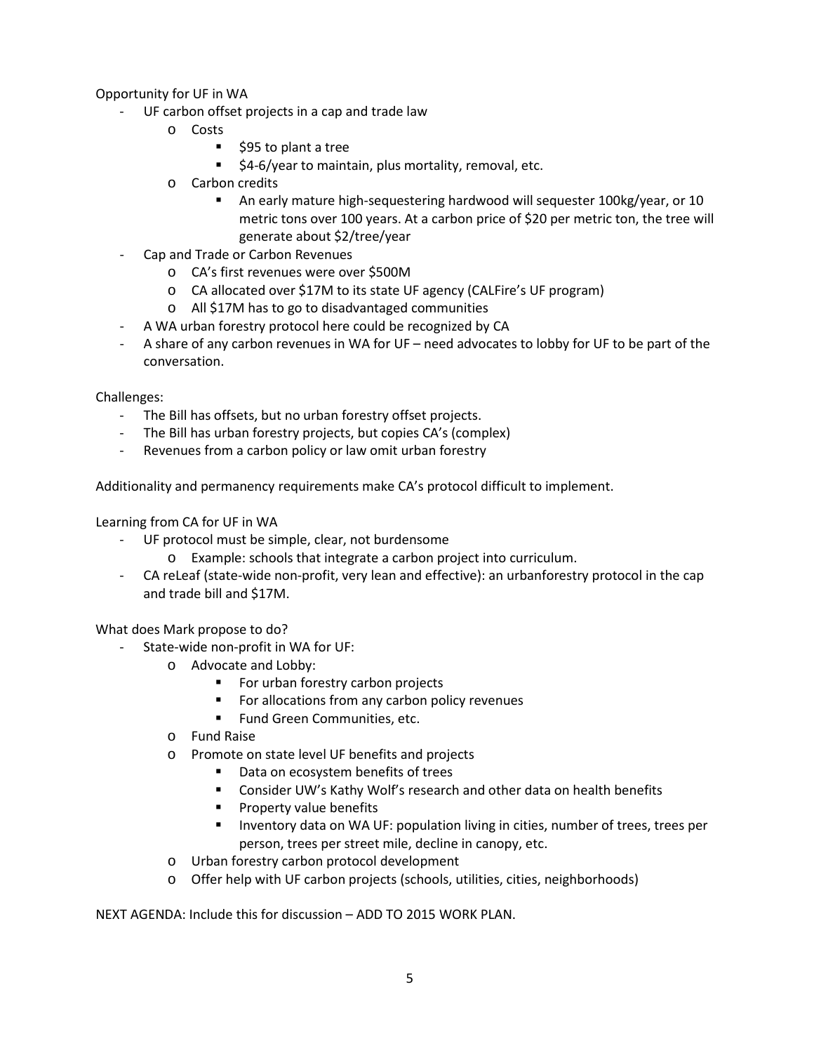Opportunity for UF in WA

- UF carbon offset projects in a cap and trade law
  - Costs
    - $95 to plant a tree
    - $4-6/year to maintain, plus mortality, removal, etc.
  - Carbon credits
    - An early mature high-sequestering hardwood will sequester 100kg/year, or 10 metric tons over 100 years. At a carbon price of $20 per metric ton, the tree will generate about $2/tree/year
- Cap and Trade or Carbon Revenues
  - CA's first revenues were over $500M
  - CA allocated over $17M to its state UF agency (CALFire's UF program)
  - All $17M has to go to disadvantaged communities
- A WA urban forestry protocol here could be recognized by CA
- A share of any carbon revenues in WA for UF – need advocates to lobby for UF to be part of the conversation.

Challenges:

- The Bill has offsets, but no urban forestry offset projects.
- The Bill has urban forestry projects, but copies CA's (complex)
- Revenues from a carbon policy or law omit urban forestry

Additionality and permanency requirements make CA's protocol difficult to implement.

Learning from CA for UF in WA

- UF protocol must be simple, clear, not burdensome
  - Example: schools that integrate a carbon project into curriculum.
- CA reLeaf (state-wide non-profit, very lean and effective): an urbanforestry protocol in the cap and trade bill and $17M.

What does Mark propose to do?

- State-wide non-profit in WA for UF:
  - Advocate and Lobby:
    - For urban forestry carbon projects
    - For allocations from any carbon policy revenues
    - Fund Green Communities, etc.
  - Fund Raise
  - Promote on state level UF benefits and projects
    - Data on ecosystem benefits of trees
    - Consider UW's Kathy Wolf's research and other data on health benefits
    - Property value benefits
    - Inventory data on WA UF: population living in cities, number of trees, trees per person, trees per street mile, decline in canopy, etc.
  - Urban forestry carbon protocol development
  - Offer help with UF carbon projects (schools, utilities, cities, neighborhoods)

NEXT AGENDA: Include this for discussion – ADD TO 2015 WORK PLAN.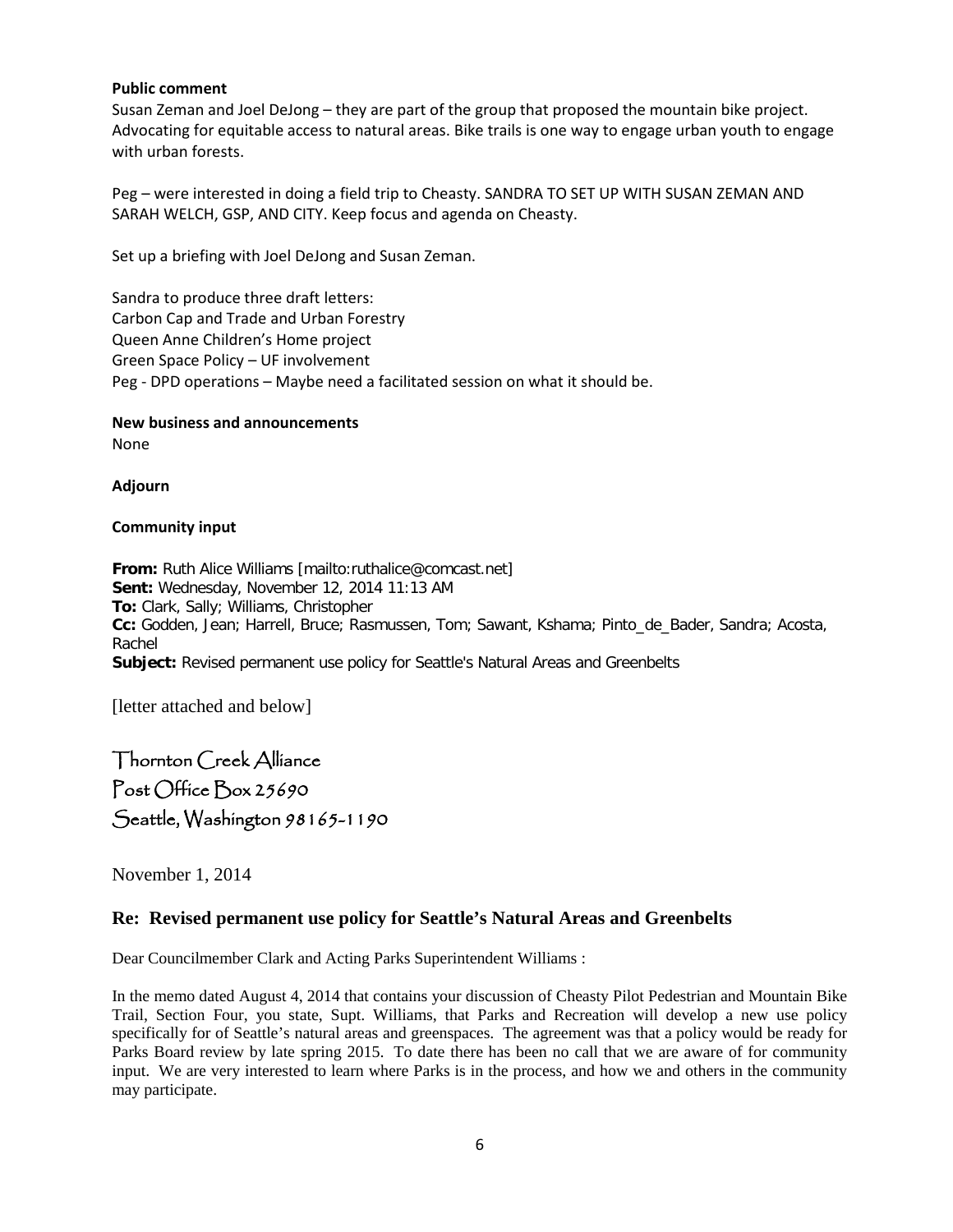**Public comment**

Susan Zeman and Joel DeJong – they are part of the group that proposed the mountain bike project. Advocating for equitable access to natural areas. Bike trails is one way to engage urban youth to engage with urban forests.

Peg – were interested in doing a field trip to Cheasty. SANDRA TO SET UP WITH SUSAN ZEMAN AND SARAH WELCH, GSP, AND CITY. Keep focus and agenda on Cheasty.

Set up a briefing with Joel DeJong and Susan Zeman.

Sandra to produce three draft letters:
Carbon Cap and Trade and Urban Forestry
Queen Anne Children's Home project
Green Space Policy – UF involvement
Peg - DPD operations – Maybe need a facilitated session on what it should be.

**New business and announcements**

None

**Adjourn**

**Community input**

**From:** Ruth Alice Williams [mailto:ruthalice@comcast.net]
**Sent:** Wednesday, November 12, 2014 11:13 AM
**To:** Clark, Sally; Williams, Christopher
**Cc:** Godden, Jean; Harrell, Bruce; Rasmussen, Tom; Sawant, Kshama; Pinto_de_Bader, Sandra; Acosta, Rachel
**Subject:** Revised permanent use policy for Seattle's Natural Areas and Greenbelts

[letter attached and below]

Thornton Creek Alliance
Post Office Box 25690
Seattle, Washington 98165-1190

November 1, 2014

## Re: Revised permanent use policy for Seattle's Natural Areas and Greenbelts

Dear Councilmember Clark and Acting Parks Superintendent Williams :

In the memo dated August 4, 2014 that contains your discussion of Cheasty Pilot Pedestrian and Mountain Bike Trail, Section Four, you state, Supt. Williams, that Parks and Recreation will develop a new use policy specifically for of Seattle's natural areas and greenspaces. The agreement was that a policy would be ready for Parks Board review by late spring 2015. To date there has been no call that we are aware of for community input. We are very interested to learn where Parks is in the process, and how we and others in the community may participate.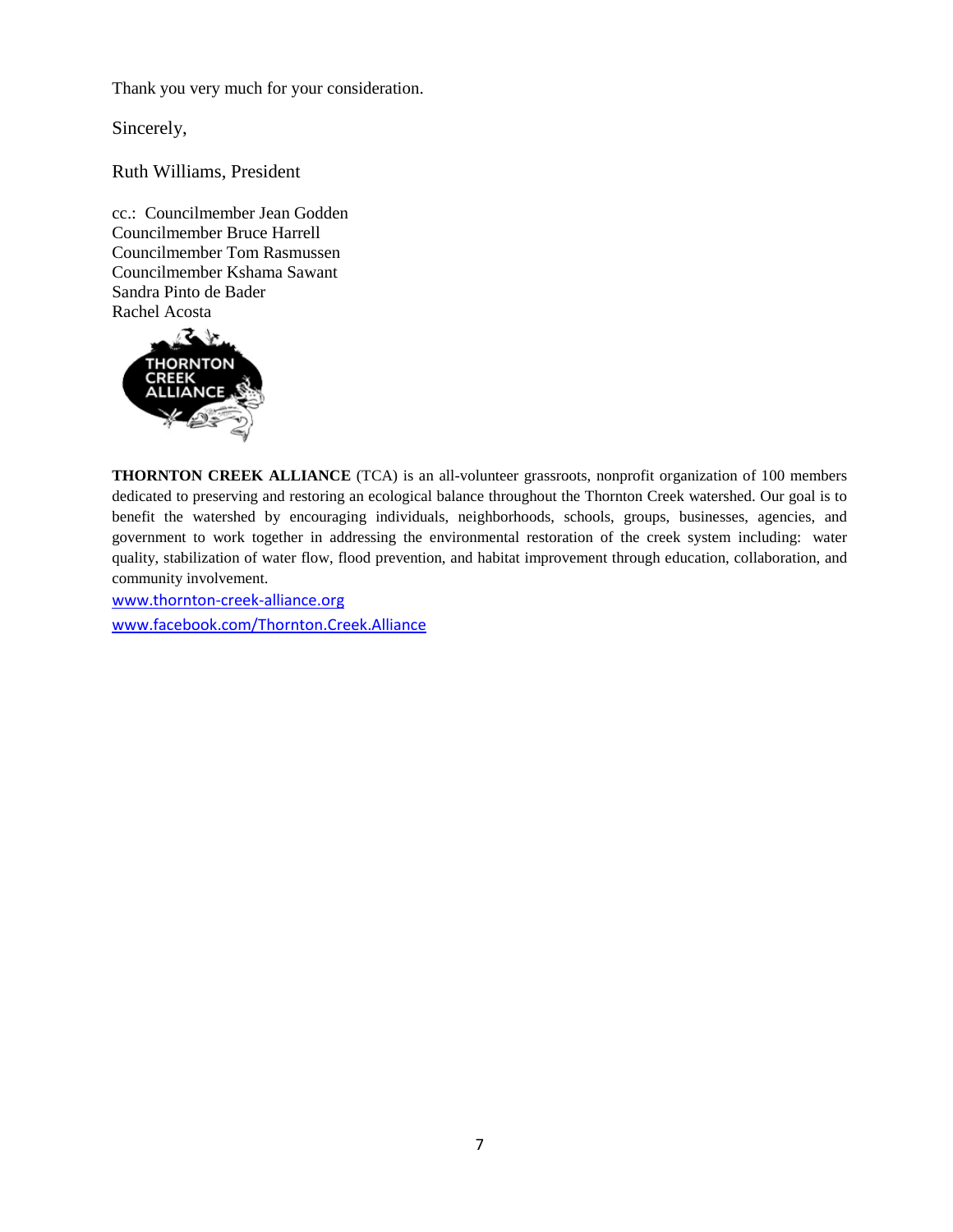Thank you very much for your consideration.

Sincerely,

Ruth Williams, President

cc.: Councilmember Jean Godden
Councilmember Bruce Harrell
Councilmember Tom Rasmussen
Councilmember Kshama Sawant
Sandra Pinto de Bader
Rachel Acosta

**THORNTON CREEK ALLIANCE** (TCA) is an all-volunteer grassroots, nonprofit organization of 100 members dedicated to preserving and restoring an ecological balance throughout the Thornton Creek watershed. Our goal is to benefit the watershed by encouraging individuals, neighborhoods, schools, groups, businesses, agencies, and government to work together in addressing the environmental restoration of the creek system including: water quality, stabilization of water flow, flood prevention, and habitat improvement through education, collaboration, and community involvement.

www.thornton-creek-alliance.org

www.facebook.com/Thornton.Creek.Alliance